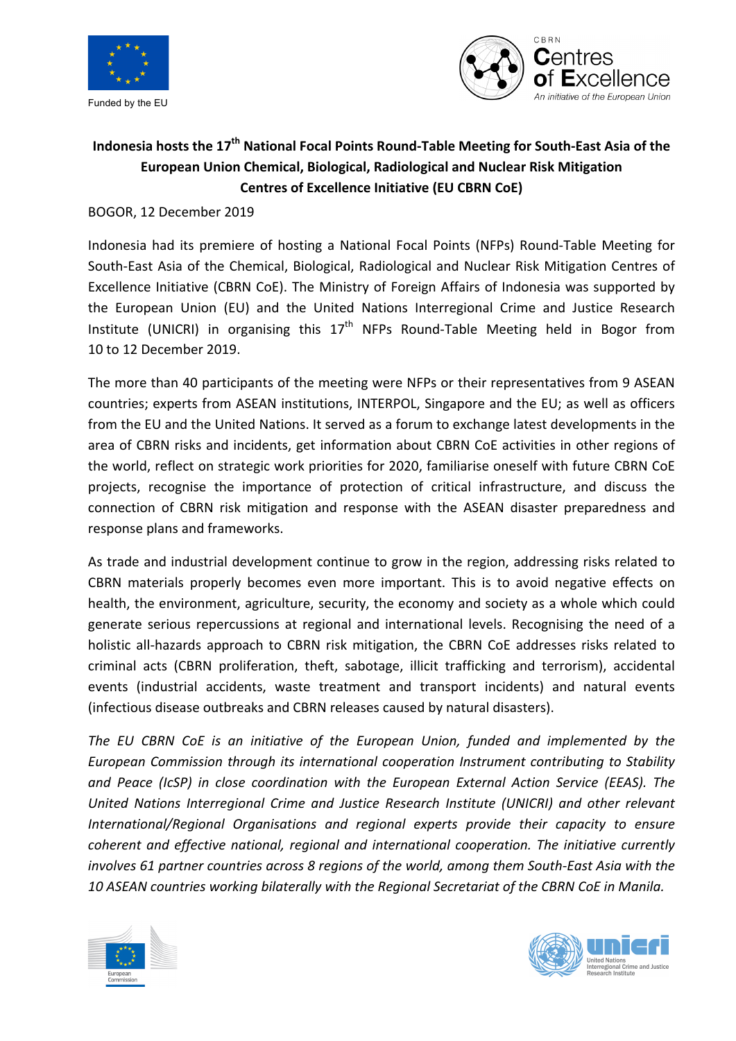Funded by the EU

CBRN Centres of Excellence
An initiative of the European Union

# Indonesia hosts the 17th National Focal Points Round-Table Meeting for South-East Asia of the European Union Chemical, Biological, Radiological and Nuclear Risk Mitigation Centres of Excellence Initiative (EU CBRN CoE)

BOGOR, 12 December 2019

Indonesia had its premiere of hosting a National Focal Points (NFPs) Round-Table Meeting for South-East Asia of the Chemical, Biological, Radiological and Nuclear Risk Mitigation Centres of Excellence Initiative (CBRN CoE). The Ministry of Foreign Affairs of Indonesia was supported by the European Union (EU) and the United Nations Interregional Crime and Justice Research Institute (UNICRI) in organising this 17th NFPs Round-Table Meeting held in Bogor from 10 to 12 December 2019.

The more than 40 participants of the meeting were NFPs or their representatives from 9 ASEAN countries; experts from ASEAN institutions, INTERPOL, Singapore and the EU; as well as officers from the EU and the United Nations. It served as a forum to exchange latest developments in the area of CBRN risks and incidents, get information about CBRN CoE activities in other regions of the world, reflect on strategic work priorities for 2020, familiarise oneself with future CBRN CoE projects, recognise the importance of protection of critical infrastructure, and discuss the connection of CBRN risk mitigation and response with the ASEAN disaster preparedness and response plans and frameworks.

As trade and industrial development continue to grow in the region, addressing risks related to CBRN materials properly becomes even more important. This is to avoid negative effects on health, the environment, agriculture, security, the economy and society as a whole which could generate serious repercussions at regional and international levels. Recognising the need of a holistic all-hazards approach to CBRN risk mitigation, the CBRN CoE addresses risks related to criminal acts (CBRN proliferation, theft, sabotage, illicit trafficking and terrorism), accidental events (industrial accidents, waste treatment and transport incidents) and natural events (infectious disease outbreaks and CBRN releases caused by natural disasters).

*The EU CBRN CoE is an initiative of the European Union, funded and implemented by the European Commission through its international cooperation Instrument contributing to Stability and Peace (IcSP) in close coordination with the European External Action Service (EEAS). The United Nations Interregional Crime and Justice Research Institute (UNICRI) and other relevant International/Regional Organisations and regional experts provide their capacity to ensure coherent and effective national, regional and international cooperation. The initiative currently involves 61 partner countries across 8 regions of the world, among them South-East Asia with the 10 ASEAN countries working bilaterally with the Regional Secretariat of the CBRN CoE in Manila.*

European Commission

unicri
United Nations Interregional Crime and Justice Research Institute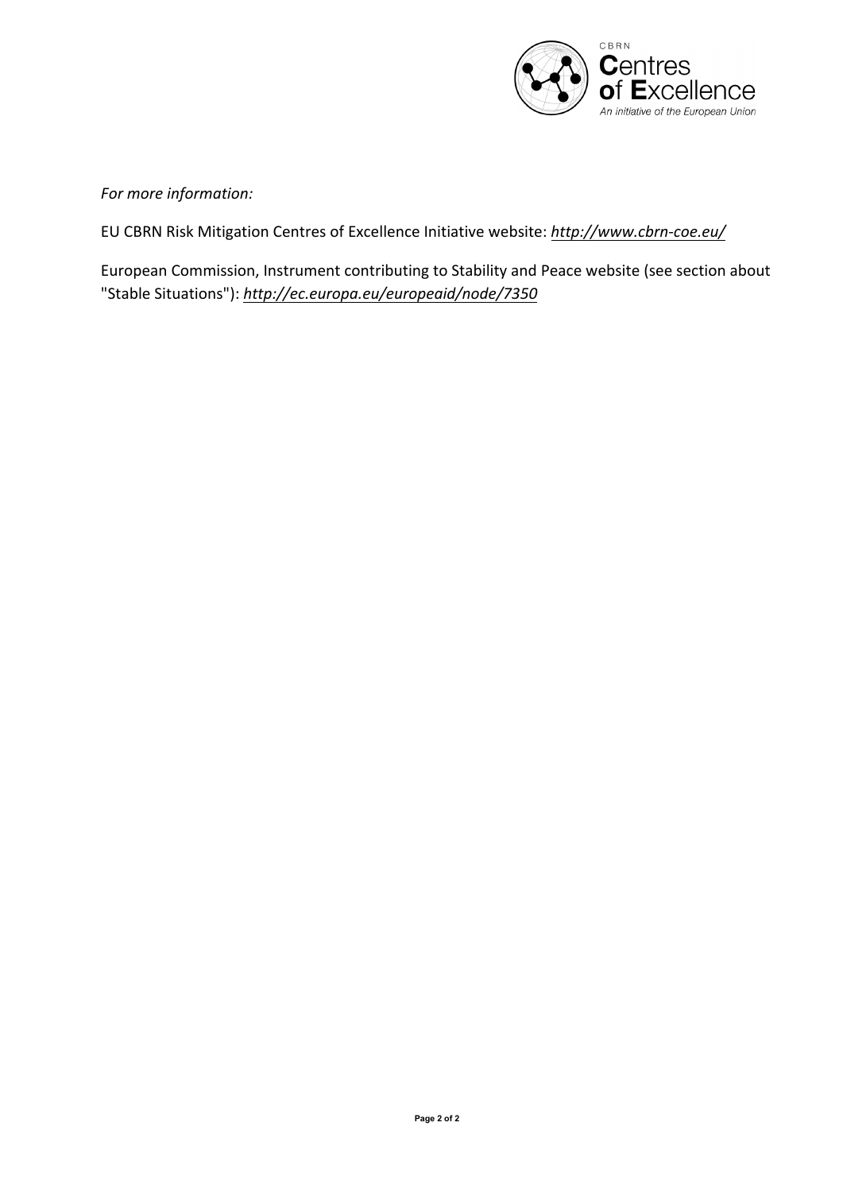*For more information:*

EU CBRN Risk Mitigation Centres of Excellence Initiative website: ***http://www.cbrn-coe.eu/***

European Commission, Instrument contributing to Stability and Peace website (see section about "Stable Situations"): ***http://ec.europa.eu/europeaid/node/7350***